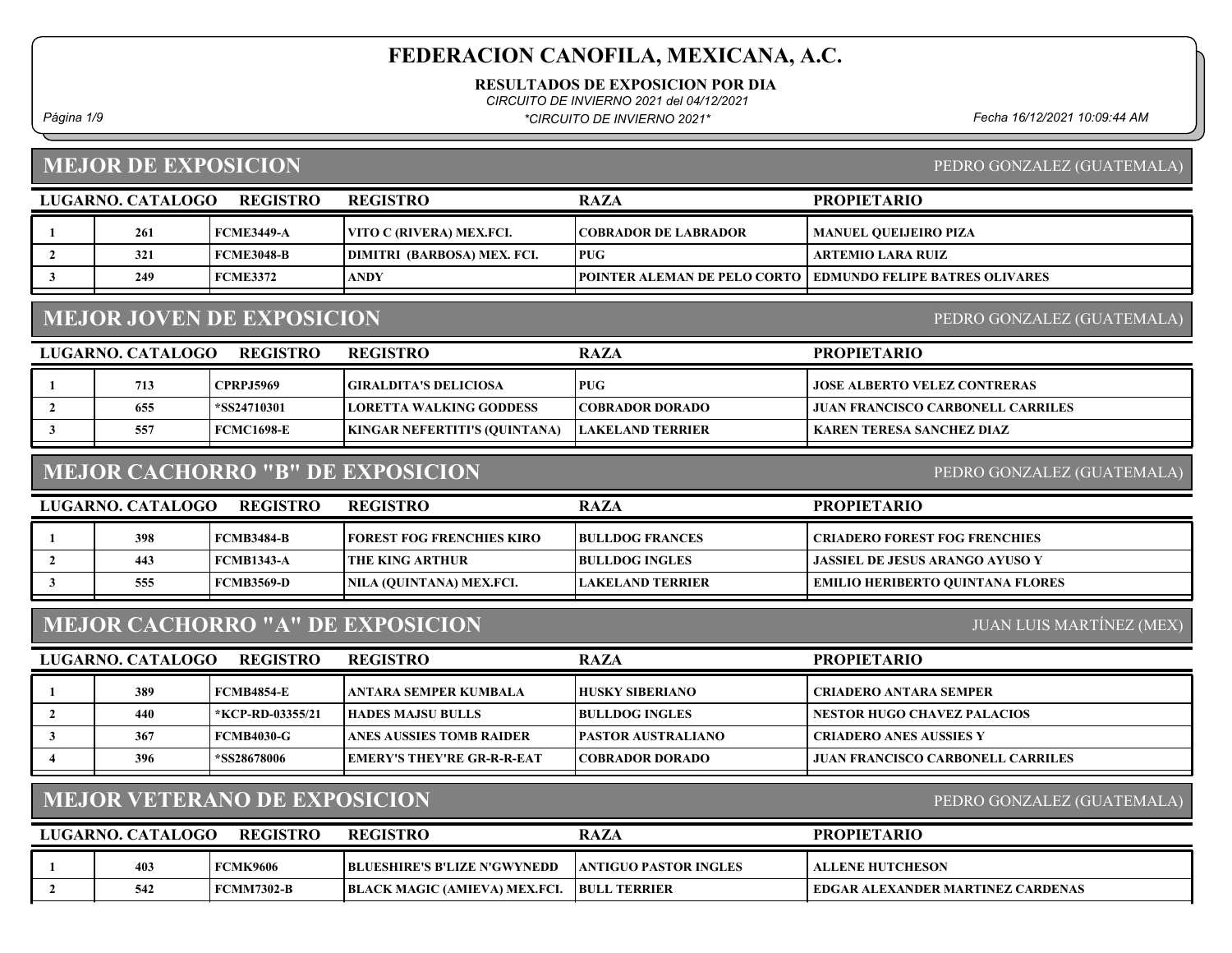# FEDERACION CANOFILA, MEXICANA, A.C.

**RESULTADOS DE EXPOSICION POR DIA**

*CIRCUITO DE INVIERNO 2021 del 04/12/2021*

*\*CIRCUITO DE INVIERNO 2021\**

*Fecha 16/12/2021 10:09:44 AM*

## MEJOR DE EXPOSICION

PEDRO GONZALEZ (GUATEMALA)

| LUGAR | NO. CATALOGO | REGISTRO | REGISTRO | RAZA | PROPIETARIO |
|---|---|---|---|---|---|
| 1 | 261 | FCME3449-A | VITO C (RIVERA) MEX.FCI. | COBRADOR DE LABRADOR | MANUEL QUEIJEIRO PIZA |
| 2 | 321 | FCME3048-B | DIMITRI (BARBOSA) MEX. FCI. | PUG | ARTEMIO LARA RUIZ |
| 3 | 249 | FCME3372 | ANDY | POINTER ALEMAN DE PELO CORTO | EDMUNDO FELIPE BATRES OLIVARES |

## MEJOR JOVEN DE EXPOSICION

PEDRO GONZALEZ (GUATEMALA)

| LUGAR | NO. CATALOGO | REGISTRO | REGISTRO | RAZA | PROPIETARIO |
|---|---|---|---|---|---|
| 1 | 713 | CPRPJ5969 | GIRALDITA'S DELICIOSA | PUG | JOSE ALBERTO VELEZ CONTRERAS |
| 2 | 655 | *SS24710301 | LORETTA WALKING GODDESS | COBRADOR DORADO | JUAN FRANCISCO CARBONELL CARRILES |
| 3 | 557 | FCMC1698-E | KINGAR NEFERTITI'S (QUINTANA) | LAKELAND TERRIER | KAREN TERESA SANCHEZ DIAZ |

## MEJOR CACHORRO "B" DE EXPOSICION

PEDRO GONZALEZ (GUATEMALA)

| LUGAR | NO. CATALOGO | REGISTRO | REGISTRO | RAZA | PROPIETARIO |
|---|---|---|---|---|---|
| 1 | 398 | FCMB3484-B | FOREST FOG FRENCHIES KIRO | BULLDOG FRANCES | CRIADERO FOREST FOG FRENCHIES |
| 2 | 443 | FCMB1343-A | THE KING ARTHUR | BULLDOG INGLES | JASSIEL DE JESUS ARANGO AYUSO Y |
| 3 | 555 | FCMB3569-D | NILA (QUINTANA) MEX.FCI. | LAKELAND TERRIER | EMILIO HERIBERTO QUINTANA FLORES |

## MEJOR CACHORRO "A" DE EXPOSICION

JUAN LUIS MARTÍNEZ (MEX)

| LUGAR | NO. CATALOGO | REGISTRO | REGISTRO | RAZA | PROPIETARIO |
|---|---|---|---|---|---|
| 1 | 389 | FCMB4854-E | ANTARA SEMPER KUMBALA | HUSKY SIBERIANO | CRIADERO ANTARA SEMPER |
| 2 | 440 | *KCP-RD-03355/21 | HADES MAJSU BULLS | BULLDOG INGLES | NESTOR HUGO CHAVEZ PALACIOS |
| 3 | 367 | FCMB4030-G | ANES AUSSIES TOMB RAIDER | PASTOR AUSTRALIANO | CRIADERO ANES AUSSIES Y |
| 4 | 396 | *SS28678006 | EMERY'S THEY'RE GR-R-R-EAT | COBRADOR DORADO | JUAN FRANCISCO CARBONELL CARRILES |

## MEJOR VETERANO DE EXPOSICION

PEDRO GONZALEZ (GUATEMALA)

| LUGAR | NO. CATALOGO | REGISTRO | REGISTRO | RAZA | PROPIETARIO |
|---|---|---|---|---|---|
| 1 | 403 | FCMK9606 | BLUESHIRE'S B'LIZE N'GWYNEDD | ANTIGUO PASTOR INGLES | ALLENE HUTCHESON |
| 2 | 542 | FCMM7302-B | BLACK MAGIC (AMIEVA) MEX.FCI. | BULL TERRIER | EDGAR ALEXANDER MARTINEZ CARDENAS |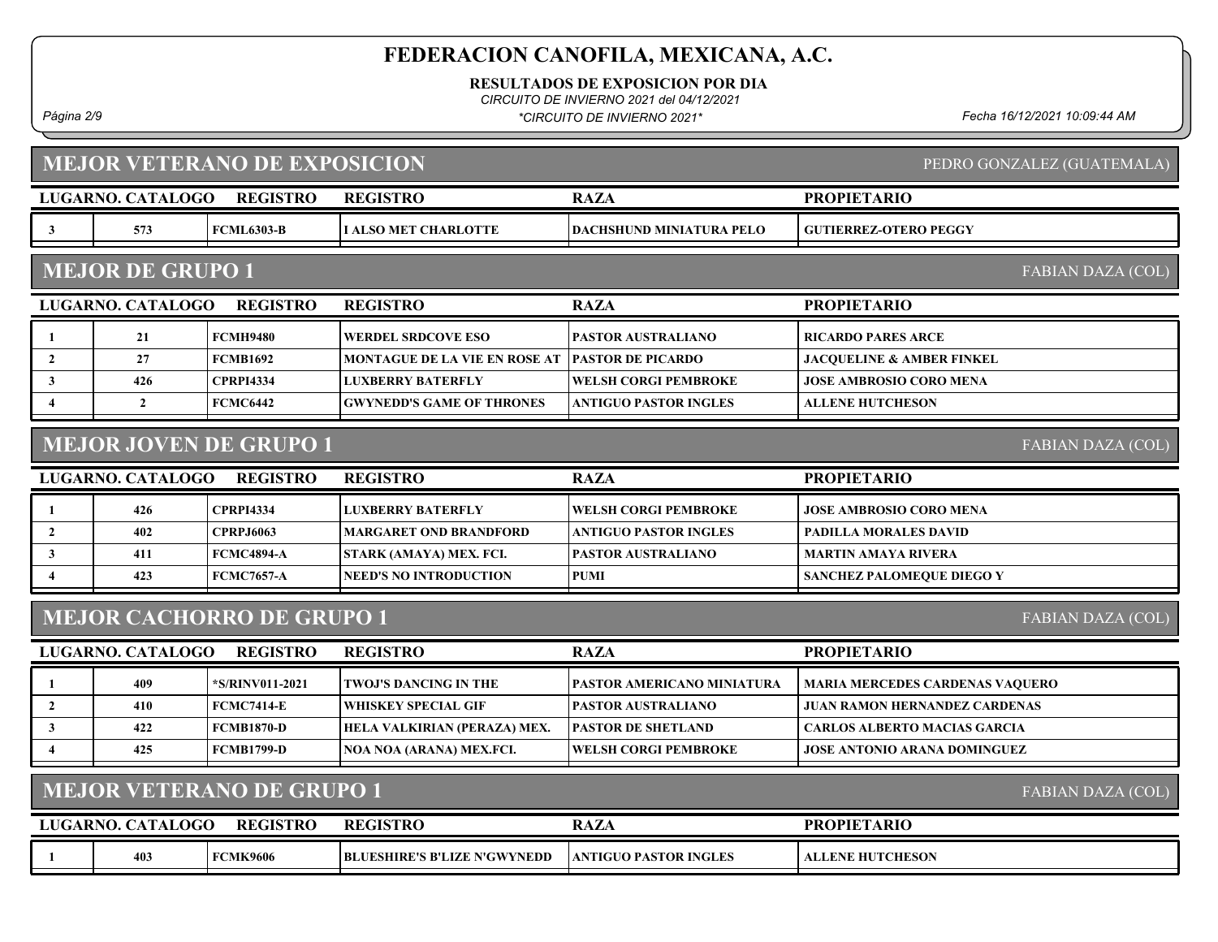# FEDERACION CANOFILA, MEXICANA, A.C.

**RESULTADOS DE EXPOSICION POR DIA**

*CIRCUITO DE INVIERNO 2021 del 04/12/2021*

*\*CIRCUITO DE INVIERNO 2021\**

Fecha 16/12/2021 10:09:44 AM

## MEJOR VETERANO DE EXPOSICION

PEDRO GONZALEZ (GUATEMALA)

| LUGAR | NO. CATALOGO | REGISTRO | REGISTRO | RAZA | PROPIETARIO |
|---|---|---|---|---|---|
| 3 | 573 | FCML6303-B | I ALSO MET CHARLOTTE | DACHSHUND MINIATURA PELO | GUTIERREZ-OTERO PEGGY |

## MEJOR DE GRUPO 1

FABIAN DAZA (COL)

| LUGAR | NO. CATALOGO | REGISTRO | REGISTRO | RAZA | PROPIETARIO |
|---|---|---|---|---|---|
| 1 | 21 | FCMH9480 | WERDEL SRDCOVE ESO | PASTOR AUSTRALIANO | RICARDO PARES ARCE |
| 2 | 27 | FCMB1692 | MONTAGUE DE LA VIE EN ROSE AT | PASTOR DE PICARDO | JACQUELINE & AMBER FINKEL |
| 3 | 426 | CPRPI4334 | LUXBERRY BATERFLY | WELSH CORGI PEMBROKE | JOSE AMBROSIO CORO MENA |
| 4 | 2 | FCMC6442 | GWYNEDD'S GAME OF THRONES | ANTIGUO PASTOR INGLES | ALLENE HUTCHESON |

## MEJOR JOVEN DE GRUPO 1

FABIAN DAZA (COL)

| LUGAR | NO. CATALOGO | REGISTRO | REGISTRO | RAZA | PROPIETARIO |
|---|---|---|---|---|---|
| 1 | 426 | CPRPI4334 | LUXBERRY BATERFLY | WELSH CORGI PEMBROKE | JOSE AMBROSIO CORO MENA |
| 2 | 402 | CPRPJ6063 | MARGARET OND BRANDFORD | ANTIGUO PASTOR INGLES | PADILLA MORALES DAVID |
| 3 | 411 | FCMC4894-A | STARK (AMAYA) MEX. FCI. | PASTOR AUSTRALIANO | MARTIN AMAYA RIVERA |
| 4 | 423 | FCMC7657-A | NEED'S NO INTRODUCTION | PUMI | SANCHEZ PALOMEQUE DIEGO Y |

## MEJOR CACHORRO DE GRUPO 1

FABIAN DAZA (COL)

| LUGAR | NO. CATALOGO | REGISTRO | REGISTRO | RAZA | PROPIETARIO |
|---|---|---|---|---|---|
| 1 | 409 | *S/RINV011-2021 | TWOJ'S DANCING IN THE | PASTOR AMERICANO MINIATURA | MARIA MERCEDES CARDENAS VAQUERO |
| 2 | 410 | FCMC7414-E | WHISKEY SPECIAL GIF | PASTOR AUSTRALIANO | JUAN RAMON HERNANDEZ CARDENAS |
| 3 | 422 | FCMB1870-D | HELA VALKIRIAN (PERAZA) MEX. | PASTOR DE SHETLAND | CARLOS ALBERTO MACIAS GARCIA |
| 4 | 425 | FCMB1799-D | NOA NOA (ARANA) MEX.FCI. | WELSH CORGI PEMBROKE | JOSE ANTONIO ARANA DOMINGUEZ |

## MEJOR VETERANO DE GRUPO 1

FABIAN DAZA (COL)

| LUGAR | NO. CATALOGO | REGISTRO | REGISTRO | RAZA | PROPIETARIO |
|---|---|---|---|---|---|
| 1 | 403 | FCMK9606 | BLUESHIRE'S B'LIZE N'GWYNEDD | ANTIGUO PASTOR INGLES | ALLENE HUTCHESON |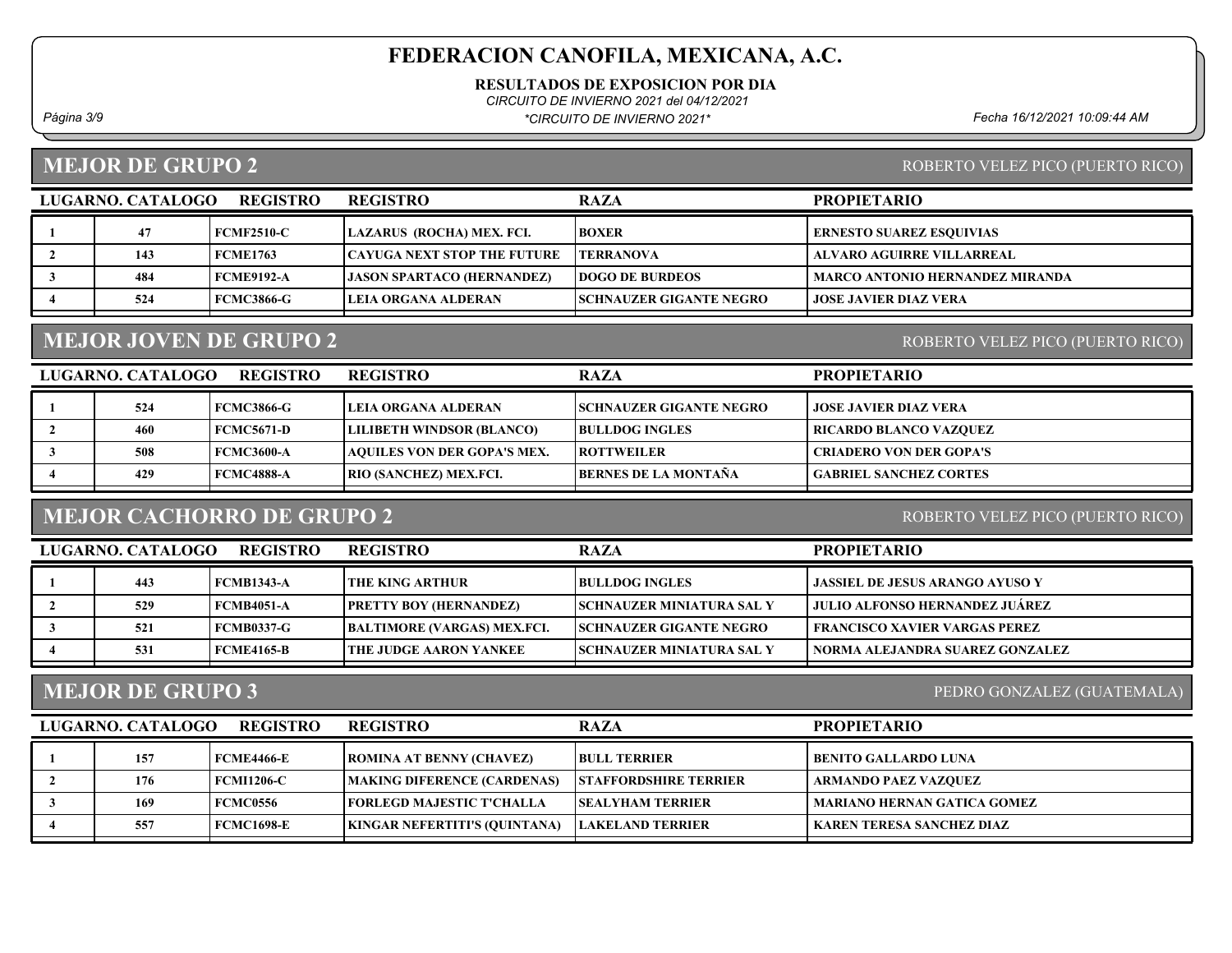# FEDERACION CANOFILA, MEXICANA, A.C.

**RESULTADOS DE EXPOSICION POR DIA**

*CIRCUITO DE INVIERNO 2021 del 04/12/2021*

*\*CIRCUITO DE INVIERNO 2021\**

Fecha 16/12/2021 10:09:44 AM

## MEJOR DE GRUPO 2

ROBERTO VELEZ PICO (PUERTO RICO)

| LUGAR | NO. CATALOGO | REGISTRO | REGISTRO | RAZA | PROPIETARIO |
|---|---|---|---|---|---|
| 1 | 47 | FCMF2510-C | LAZARUS (ROCHA) MEX. FCI. | BOXER | ERNESTO SUAREZ ESQUIVIAS |
| 2 | 143 | FCME1763 | CAYUGA NEXT STOP THE FUTURE | TERRANOVA | ALVARO AGUIRRE VILLARREAL |
| 3 | 484 | FCME9192-A | JASON SPARTACO (HERNANDEZ) | DOGO DE BURDEOS | MARCO ANTONIO HERNANDEZ MIRANDA |
| 4 | 524 | FCMC3866-G | LEIA ORGANA ALDERAN | SCHNAUZER GIGANTE NEGRO | JOSE JAVIER DIAZ VERA |

## MEJOR JOVEN DE GRUPO 2

ROBERTO VELEZ PICO (PUERTO RICO)

| LUGAR | NO. CATALOGO | REGISTRO | REGISTRO | RAZA | PROPIETARIO |
|---|---|---|---|---|---|
| 1 | 524 | FCMC3866-G | LEIA ORGANA ALDERAN | SCHNAUZER GIGANTE NEGRO | JOSE JAVIER DIAZ VERA |
| 2 | 460 | FCMC5671-D | LILIBETH WINDSOR (BLANCO) | BULLDOG INGLES | RICARDO BLANCO VAZQUEZ |
| 3 | 508 | FCMC3600-A | AQUILES VON DER GOPA'S MEX. | ROTTWEILER | CRIADERO VON DER GOPA'S |
| 4 | 429 | FCMC4888-A | RIO (SANCHEZ) MEX.FCI. | BERNES DE LA MONTAÑA | GABRIEL SANCHEZ CORTES |

## MEJOR CACHORRO DE GRUPO 2

ROBERTO VELEZ PICO (PUERTO RICO)

| LUGAR | NO. CATALOGO | REGISTRO | REGISTRO | RAZA | PROPIETARIO |
|---|---|---|---|---|---|
| 1 | 443 | FCMB1343-A | THE KING ARTHUR | BULLDOG INGLES | JASSIEL DE JESUS ARANGO AYUSO Y |
| 2 | 529 | FCMB4051-A | PRETTY BOY (HERNANDEZ) | SCHNAUZER MINIATURA SAL Y | JULIO ALFONSO HERNANDEZ JUÁREZ |
| 3 | 521 | FCMB0337-G | BALTIMORE (VARGAS) MEX.FCI. | SCHNAUZER GIGANTE NEGRO | FRANCISCO XAVIER VARGAS PEREZ |
| 4 | 531 | FCME4165-B | THE JUDGE AARON YANKEE | SCHNAUZER MINIATURA SAL Y | NORMA ALEJANDRA SUAREZ GONZALEZ |

## MEJOR DE GRUPO 3

PEDRO GONZALEZ (GUATEMALA)

| LUGAR | NO. CATALOGO | REGISTRO | REGISTRO | RAZA | PROPIETARIO |
|---|---|---|---|---|---|
| 1 | 157 | FCME4466-E | ROMINA AT BENNY (CHAVEZ) | BULL TERRIER | BENITO GALLARDO LUNA |
| 2 | 176 | FCMI1206-C | MAKING DIFERENCE (CARDENAS) | STAFFORDSHIRE TERRIER | ARMANDO PAEZ VAZQUEZ |
| 3 | 169 | FCMC0556 | FORLEGD MAJESTIC T'CHALLA | SEALYHAM TERRIER | MARIANO HERNAN GATICA GOMEZ |
| 4 | 557 | FCMC1698-E | KINGAR NEFERTITI'S (QUINTANA) | LAKELAND TERRIER | KAREN TERESA SANCHEZ DIAZ |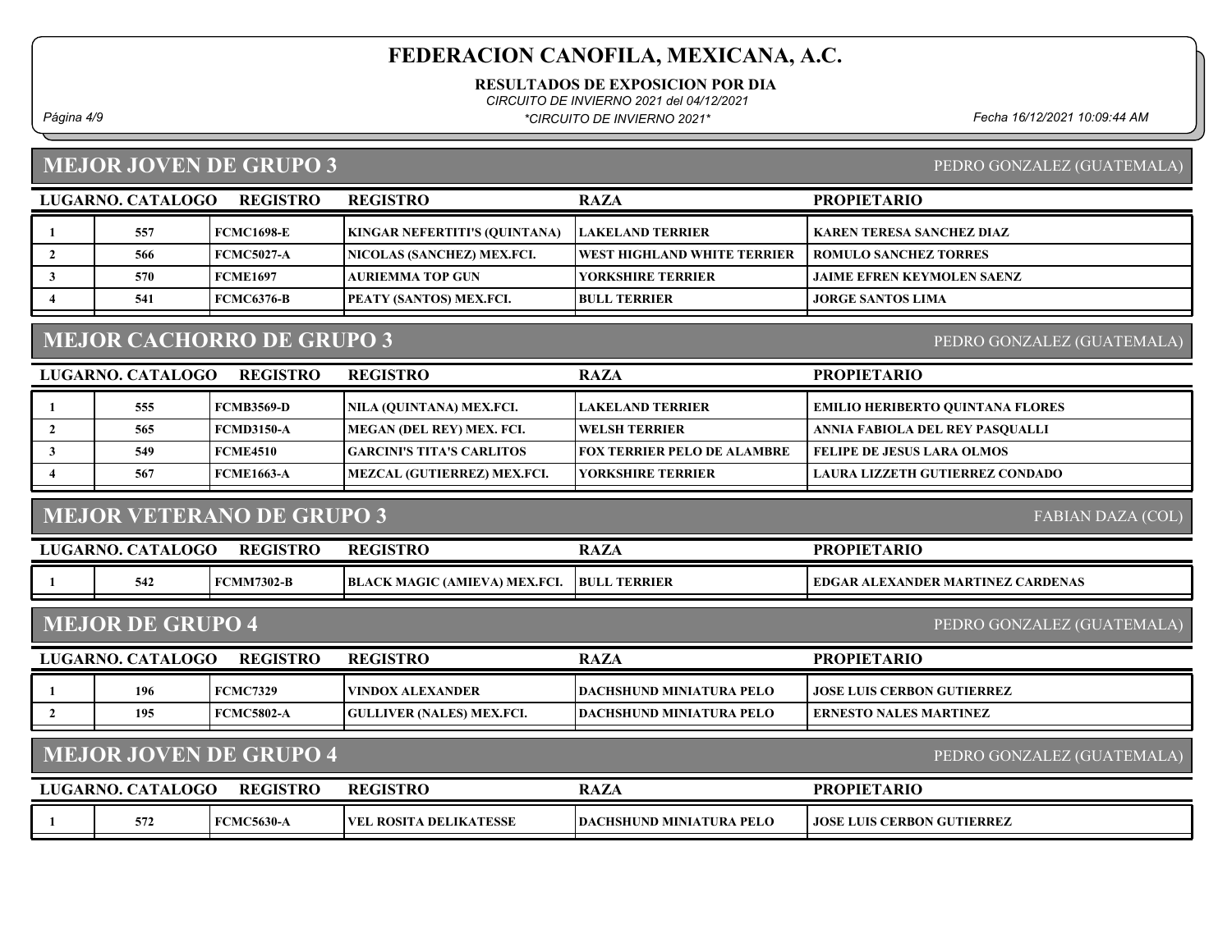# FEDERACION CANOFILA, MEXICANA, A.C.

**RESULTADOS DE EXPOSICION POR DIA**

*CIRCUITO DE INVIERNO 2021 del 04/12/2021*

*\*CIRCUITO DE INVIERNO 2021\**

*Fecha 16/12/2021 10:09:44 AM*

## MEJOR JOVEN DE GRUPO 3

PEDRO GONZALEZ (GUATEMALA)

| LUGAR | NO. CATALOGO | REGISTRO | REGISTRO | RAZA | PROPIETARIO |
|---|---|---|---|---|---|
| 1 | 557 | FCMC1698-E | KINGAR NEFERTITI'S (QUINTANA) | LAKELAND TERRIER | KAREN TERESA SANCHEZ DIAZ |
| 2 | 566 | FCMC5027-A | NICOLAS (SANCHEZ) MEX.FCI. | WEST HIGHLAND WHITE TERRIER | ROMULO SANCHEZ TORRES |
| 3 | 570 | FCME1697 | AURIEMMA TOP GUN | YORKSHIRE TERRIER | JAIME EFREN KEYMOLEN SAENZ |
| 4 | 541 | FCMC6376-B | PEATY (SANTOS) MEX.FCI. | BULL TERRIER | JORGE SANTOS LIMA |

## MEJOR CACHORRO DE GRUPO 3

PEDRO GONZALEZ (GUATEMALA)

| LUGAR | NO. CATALOGO | REGISTRO | REGISTRO | RAZA | PROPIETARIO |
|---|---|---|---|---|---|
| 1 | 555 | FCMB3569-D | NILA (QUINTANA) MEX.FCI. | LAKELAND TERRIER | EMILIO HERIBERTO QUINTANA FLORES |
| 2 | 565 | FCMD3150-A | MEGAN (DEL REY) MEX. FCI. | WELSH TERRIER | ANNIA FABIOLA DEL REY PASQUALLI |
| 3 | 549 | FCME4510 | GARCINI'S TITA'S CARLITOS | FOX TERRIER PELO DE ALAMBRE | FELIPE DE JESUS LARA OLMOS |
| 4 | 567 | FCME1663-A | MEZCAL (GUTIERREZ) MEX.FCI. | YORKSHIRE TERRIER | LAURA LIZZETH GUTIERREZ CONDADO |

## MEJOR VETERANO DE GRUPO 3

FABIAN DAZA (COL)

| LUGAR | NO. CATALOGO | REGISTRO | REGISTRO | RAZA | PROPIETARIO |
|---|---|---|---|---|---|
| 1 | 542 | FCMM7302-B | BLACK MAGIC (AMIEVA) MEX.FCI. | BULL TERRIER | EDGAR ALEXANDER MARTINEZ CARDENAS |

## MEJOR DE GRUPO 4

PEDRO GONZALEZ (GUATEMALA)

| LUGAR | NO. CATALOGO | REGISTRO | REGISTRO | RAZA | PROPIETARIO |
|---|---|---|---|---|---|
| 1 | 196 | FCMC7329 | VINDOX ALEXANDER | DACHSHUND MINIATURA PELO | JOSE LUIS CERBON GUTIERREZ |
| 2 | 195 | FCMC5802-A | GULLIVER (NALES) MEX.FCI. | DACHSHUND MINIATURA PELO | ERNESTO NALES MARTINEZ |

## MEJOR JOVEN DE GRUPO 4

PEDRO GONZALEZ (GUATEMALA)

| LUGAR | NO. CATALOGO | REGISTRO | REGISTRO | RAZA | PROPIETARIO |
|---|---|---|---|---|---|
| 1 | 572 | FCMC5630-A | VEL ROSITA DELIKATESSE | DACHSHUND MINIATURA PELO | JOSE LUIS CERBON GUTIERREZ |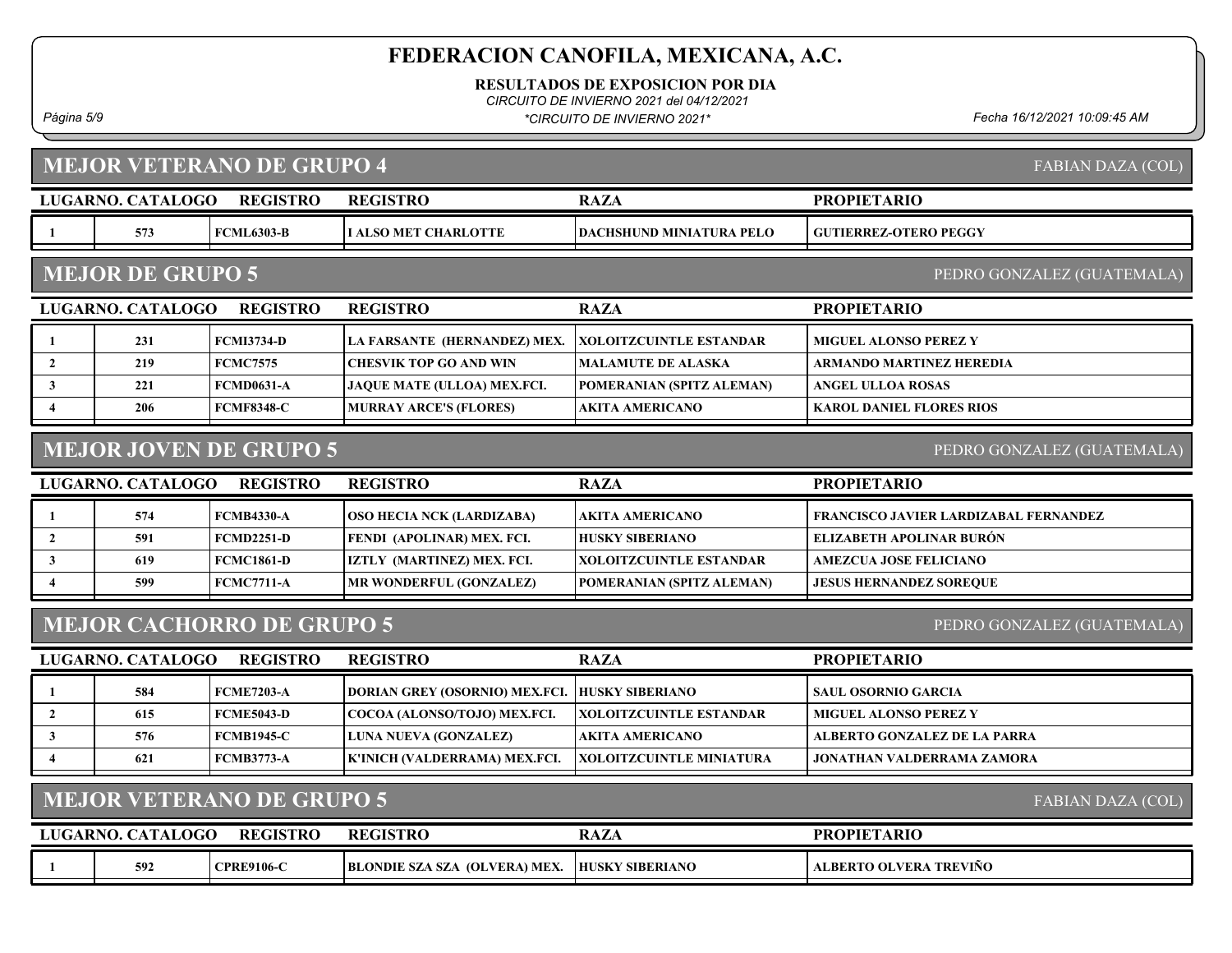# FEDERACION CANOFILA, MEXICANA, A.C.

**RESULTADOS DE EXPOSICION POR DIA**

*CIRCUITO DE INVIERNO 2021 del 04/12/2021*

*\*CIRCUITO DE INVIERNO 2021\**

*Fecha 16/12/2021 10:09:45 AM*

## MEJOR VETERANO DE GRUPO 4

FABIAN DAZA (COL)

| LUGAR | NO. CATALOGO | REGISTRO | REGISTRO | RAZA | PROPIETARIO |
|---|---|---|---|---|---|
| 1 | 573 | FCML6303-B | I ALSO MET CHARLOTTE | DACHSHUND MINIATURA PELO | GUTIERREZ-OTERO PEGGY |

## MEJOR DE GRUPO 5

PEDRO GONZALEZ (GUATEMALA)

| LUGAR | NO. CATALOGO | REGISTRO | REGISTRO | RAZA | PROPIETARIO |
|---|---|---|---|---|---|
| 1 | 231 | FCMI3734-D | LA FARSANTE (HERNANDEZ) MEX. | XOLOITZCUINTLE ESTANDAR | MIGUEL ALONSO PEREZ Y |
| 2 | 219 | FCMC7575 | CHESVIK TOP GO AND WIN | MALAMUTE DE ALASKA | ARMANDO MARTINEZ HEREDIA |
| 3 | 221 | FCMD0631-A | JAQUE MATE (ULLOA) MEX.FCI. | POMERANIAN (SPITZ ALEMAN) | ANGEL ULLOA ROSAS |
| 4 | 206 | FCMF8348-C | MURRAY ARCE'S (FLORES) | AKITA AMERICANO | KAROL DANIEL FLORES RIOS |

## MEJOR JOVEN DE GRUPO 5

PEDRO GONZALEZ (GUATEMALA)

| LUGAR | NO. CATALOGO | REGISTRO | REGISTRO | RAZA | PROPIETARIO |
|---|---|---|---|---|---|
| 1 | 574 | FCMB4330-A | OSO HECIA NCK (LARDIZABA) | AKITA AMERICANO | FRANCISCO JAVIER LARDIZABAL FERNANDEZ |
| 2 | 591 | FCMD2251-D | FENDI (APOLINAR) MEX. FCI. | HUSKY SIBERIANO | ELIZABETH APOLINAR BURÓN |
| 3 | 619 | FCMC1861-D | IZTLY (MARTINEZ) MEX. FCI. | XOLOITZCUINTLE ESTANDAR | AMEZCUA JOSE FELICIANO |
| 4 | 599 | FCMC7711-A | MR WONDERFUL (GONZALEZ) | POMERANIAN (SPITZ ALEMAN) | JESUS HERNANDEZ SOREQUE |

## MEJOR CACHORRO DE GRUPO 5

PEDRO GONZALEZ (GUATEMALA)

| LUGAR | NO. CATALOGO | REGISTRO | REGISTRO | RAZA | PROPIETARIO |
|---|---|---|---|---|---|
| 1 | 584 | FCME7203-A | DORIAN GREY (OSORNIO) MEX.FCI. | HUSKY SIBERIANO | SAUL OSORNIO GARCIA |
| 2 | 615 | FCME5043-D | COCOA (ALONSO/TOJO) MEX.FCI. | XOLOITZCUINTLE ESTANDAR | MIGUEL ALONSO PEREZ Y |
| 3 | 576 | FCMB1945-C | LUNA NUEVA (GONZALEZ) | AKITA AMERICANO | ALBERTO GONZALEZ DE LA PARRA |
| 4 | 621 | FCMB3773-A | K'INICH (VALDERRAMA) MEX.FCI. | XOLOITZCUINTLE MINIATURA | JONATHAN VALDERRAMA ZAMORA |

## MEJOR VETERANO DE GRUPO 5

FABIAN DAZA (COL)

| LUGAR | NO. CATALOGO | REGISTRO | REGISTRO | RAZA | PROPIETARIO |
|---|---|---|---|---|---|
| 1 | 592 | CPRE9106-C | BLONDIE SZA SZA (OLVERA) MEX. | HUSKY SIBERIANO | ALBERTO OLVERA TREVIÑO |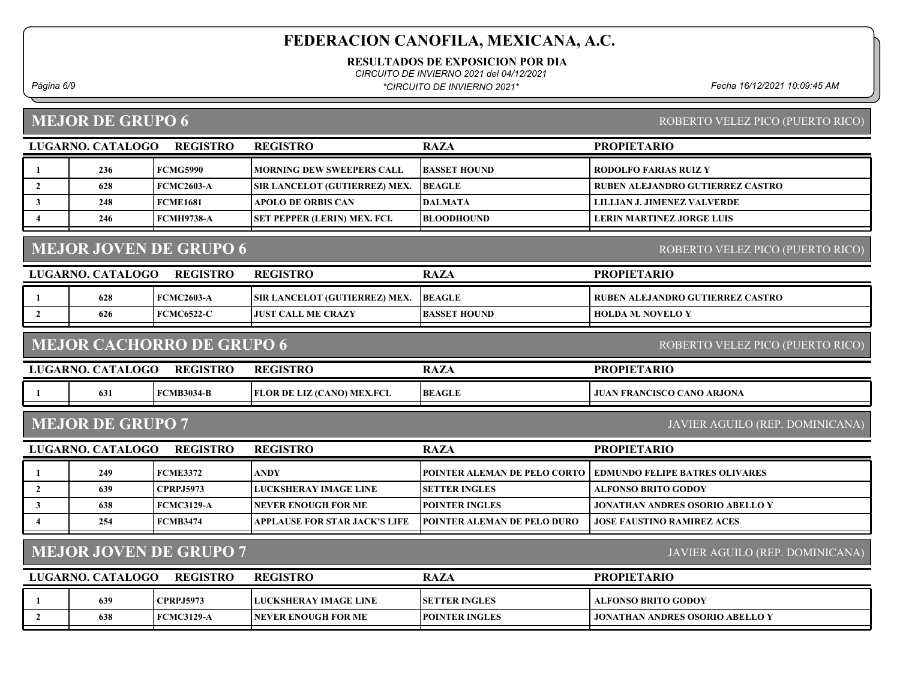# FEDERACION CANOFILA, MEXICANA, A.C.

**RESULTADOS DE EXPOSICION POR DIA**

*CIRCUITO DE INVIERNO 2021 del 04/12/2021*

*\*CIRCUITO DE INVIERNO 2021\**

Fecha 16/12/2021 10:09:45 AM

## MEJOR DE GRUPO 6

ROBERTO VELEZ PICO (PUERTO RICO)

| LUGAR | NO. CATALOGO | REGISTRO | REGISTRO | RAZA | PROPIETARIO |
|---|---|---|---|---|---|
| 1 | 236 | FCMG5990 | MORNING DEW SWEEPERS CALL | BASSET HOUND | RODOLFO FARIAS RUIZ Y |
| 2 | 628 | FCMC2603-A | SIR LANCELOT (GUTIERREZ) MEX. | BEAGLE | RUBEN ALEJANDRO GUTIERREZ CASTRO |
| 3 | 248 | FCME1681 | APOLO DE ORBIS CAN | DALMATA | LILLIAN J. JIMENEZ VALVERDE |
| 4 | 246 | FCMH9738-A | SET PEPPER (LERIN) MEX. FCI. | BLOODHOUND | LERIN MARTINEZ JORGE LUIS |

## MEJOR JOVEN DE GRUPO 6

ROBERTO VELEZ PICO (PUERTO RICO)

| LUGAR | NO. CATALOGO | REGISTRO | REGISTRO | RAZA | PROPIETARIO |
|---|---|---|---|---|---|
| 1 | 628 | FCMC2603-A | SIR LANCELOT (GUTIERREZ) MEX. | BEAGLE | RUBEN ALEJANDRO GUTIERREZ CASTRO |
| 2 | 626 | FCMC6522-C | JUST CALL ME CRAZY | BASSET HOUND | HOLDA M. NOVELO Y |

## MEJOR CACHORRO DE GRUPO 6

ROBERTO VELEZ PICO (PUERTO RICO)

| LUGAR | NO. CATALOGO | REGISTRO | REGISTRO | RAZA | PROPIETARIO |
|---|---|---|---|---|---|
| 1 | 631 | FCMB3034-B | FLOR DE LIZ (CANO) MEX.FCI. | BEAGLE | JUAN FRANCISCO CANO ARJONA |

## MEJOR DE GRUPO 7

JAVIER AGUILO (REP. DOMINICANA)

| LUGAR | NO. CATALOGO | REGISTRO | REGISTRO | RAZA | PROPIETARIO |
|---|---|---|---|---|---|
| 1 | 249 | FCME3372 | ANDY | POINTER ALEMAN DE PELO CORTO | EDMUNDO FELIPE BATRES OLIVARES |
| 2 | 639 | CPRPJ5973 | LUCKSHERAY IMAGE LINE | SETTER INGLES | ALFONSO BRITO GODOY |
| 3 | 638 | FCMC3129-A | NEVER ENOUGH FOR ME | POINTER INGLES | JONATHAN ANDRES OSORIO ABELLO Y |
| 4 | 254 | FCMB3474 | APPLAUSE FOR STAR JACK'S LIFE | POINTER ALEMAN DE PELO DURO | JOSE FAUSTINO RAMIREZ ACES |

## MEJOR JOVEN DE GRUPO 7

JAVIER AGUILO (REP. DOMINICANA)

| LUGAR | NO. CATALOGO | REGISTRO | REGISTRO | RAZA | PROPIETARIO |
|---|---|---|---|---|---|
| 1 | 639 | CPRPJ5973 | LUCKSHERAY IMAGE LINE | SETTER INGLES | ALFONSO BRITO GODOY |
| 2 | 638 | FCMC3129-A | NEVER ENOUGH FOR ME | POINTER INGLES | JONATHAN ANDRES OSORIO ABELLO Y |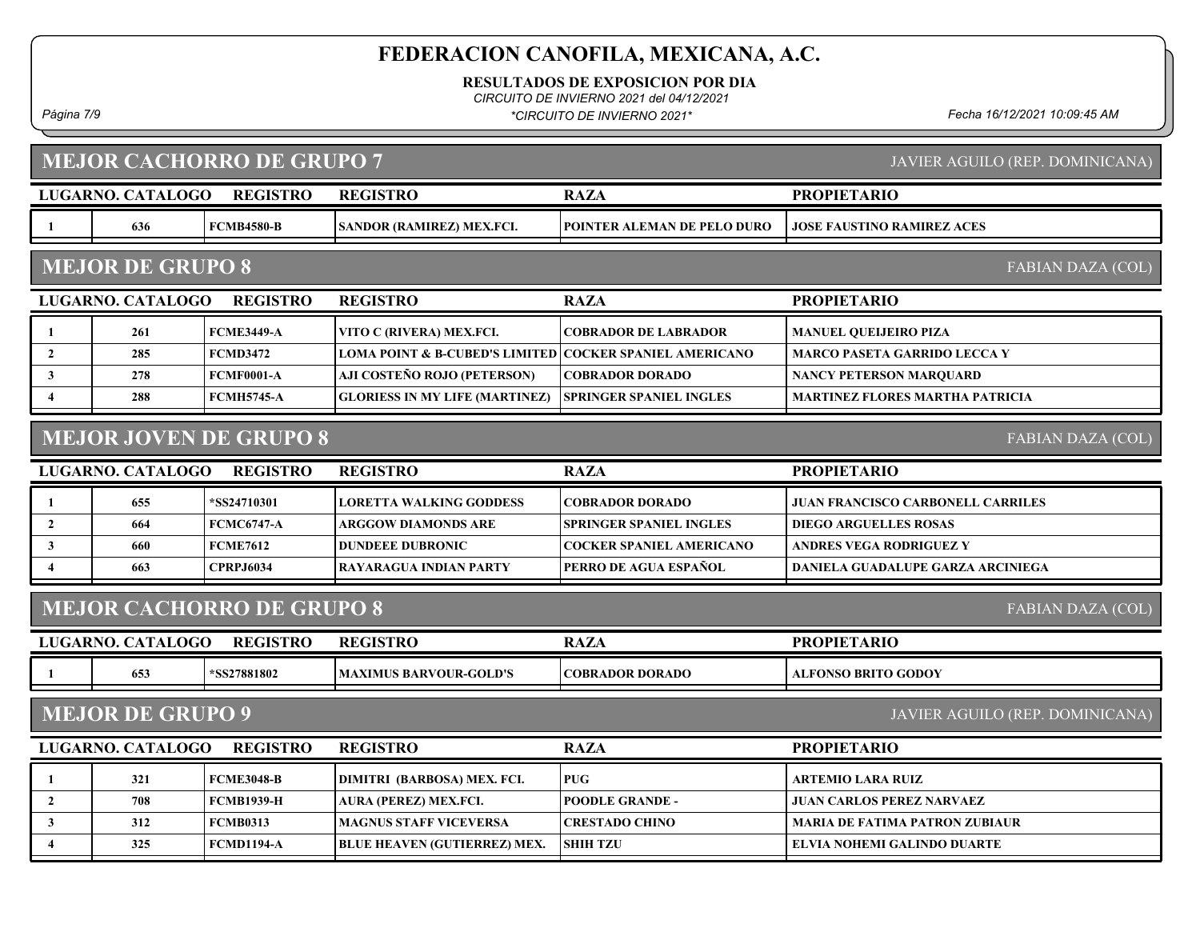# FEDERACION CANOFILA, MEXICANA, A.C.

**RESULTADOS DE EXPOSICION POR DIA**

*CIRCUITO DE INVIERNO 2021 del 04/12/2021*

*\*CIRCUITO DE INVIERNO 2021\**

Fecha 16/12/2021 10:09:45 AM

## MEJOR CACHORRO DE GRUPO 7

JAVIER AGUILO (REP. DOMINICANA)

| LUGAR | NO. CATALOGO | REGISTRO | REGISTRO | RAZA | PROPIETARIO |
|---|---|---|---|---|---|
| 1 | 636 | FCMB4580-B | SANDOR (RAMIREZ) MEX.FCI. | POINTER ALEMAN DE PELO DURO | JOSE FAUSTINO RAMIREZ ACES |

## MEJOR DE GRUPO 8

FABIAN DAZA (COL)

| LUGAR | NO. CATALOGO | REGISTRO | REGISTRO | RAZA | PROPIETARIO |
|---|---|---|---|---|---|
| 1 | 261 | FCME3449-A | VITO C (RIVERA) MEX.FCI. | COBRADOR DE LABRADOR | MANUEL QUEIJEIRO PIZA |
| 2 | 285 | FCMD3472 | LOMA POINT & B-CUBED'S LIMITED | COCKER SPANIEL AMERICANO | MARCO PASETA GARRIDO LECCA Y |
| 3 | 278 | FCMF0001-A | AJI COSTEÑO ROJO (PETERSON) | COBRADOR DORADO | NANCY PETERSON MARQUARD |
| 4 | 288 | FCMH5745-A | GLORIESS IN MY LIFE (MARTINEZ) | SPRINGER SPANIEL INGLES | MARTINEZ FLORES MARTHA PATRICIA |

## MEJOR JOVEN DE GRUPO 8

FABIAN DAZA (COL)

| LUGAR | NO. CATALOGO | REGISTRO | REGISTRO | RAZA | PROPIETARIO |
|---|---|---|---|---|---|
| 1 | 655 | *SS24710301 | LORETTA WALKING GODDESS | COBRADOR DORADO | JUAN FRANCISCO CARBONELL CARRILES |
| 2 | 664 | FCMC6747-A | ARGGOW DIAMONDS ARE | SPRINGER SPANIEL INGLES | DIEGO ARGUELLES ROSAS |
| 3 | 660 | FCME7612 | DUNDEEE DUBRONIC | COCKER SPANIEL AMERICANO | ANDRES VEGA RODRIGUEZ Y |
| 4 | 663 | CPRPJ6034 | RAYARAGUA INDIAN PARTY | PERRO DE AGUA ESPAÑOL | DANIELA GUADALUPE GARZA ARCINIEGA |

## MEJOR CACHORRO DE GRUPO 8

FABIAN DAZA (COL)

| LUGAR | NO. CATALOGO | REGISTRO | REGISTRO | RAZA | PROPIETARIO |
|---|---|---|---|---|---|
| 1 | 653 | *SS27881802 | MAXIMUS BARVOUR-GOLD'S | COBRADOR DORADO | ALFONSO BRITO GODOY |

## MEJOR DE GRUPO 9

JAVIER AGUILO (REP. DOMINICANA)

| LUGAR | NO. CATALOGO | REGISTRO | REGISTRO | RAZA | PROPIETARIO |
|---|---|---|---|---|---|
| 1 | 321 | FCME3048-B | DIMITRI (BARBOSA) MEX. FCI. | PUG | ARTEMIO LARA RUIZ |
| 2 | 708 | FCMB1939-H | AURA (PEREZ) MEX.FCI. | POODLE GRANDE - | JUAN CARLOS PEREZ NARVAEZ |
| 3 | 312 | FCMB0313 | MAGNUS STAFF VICEVERSA | CRESTADO CHINO | MARIA DE FATIMA PATRON ZUBIAUR |
| 4 | 325 | FCMD1194-A | BLUE HEAVEN (GUTIERREZ) MEX. | SHIH TZU | ELVIA NOHEMI GALINDO DUARTE |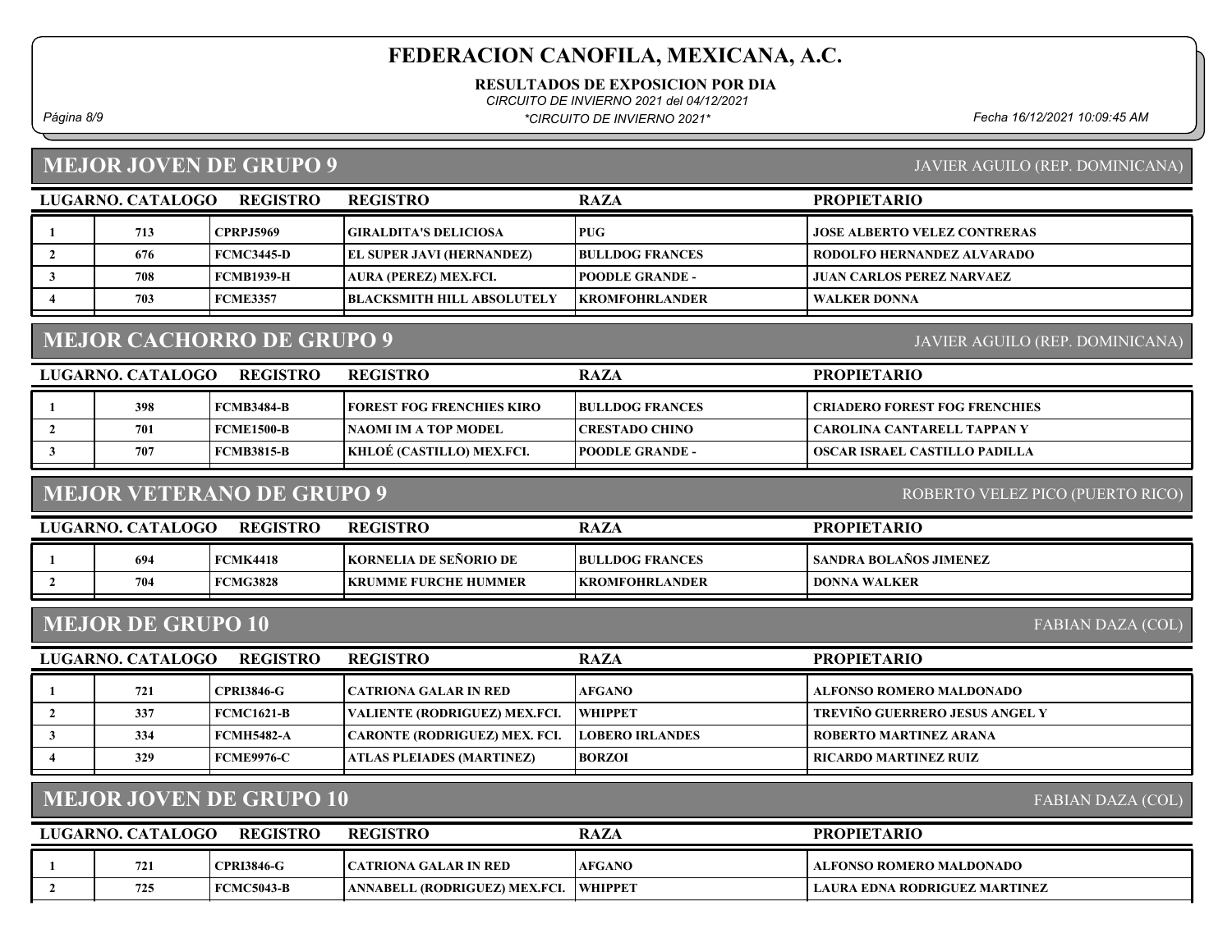# FEDERACION CANOFILA, MEXICANA, A.C.

**RESULTADOS DE EXPOSICION POR DIA**

*CIRCUITO DE INVIERNO 2021 del 04/12/2021*

*\*CIRCUITO DE INVIERNO 2021\**

Fecha 16/12/2021 10:09:45 AM

## MEJOR JOVEN DE GRUPO 9

JAVIER AGUILO (REP. DOMINICANA)

| LUGAR | NO. CATALOGO | REGISTRO | REGISTRO | RAZA | PROPIETARIO |
|---|---|---|---|---|---|
| 1 | 713 | CPRPJ5969 | GIRALDITA'S DELICIOSA | PUG | JOSE ALBERTO VELEZ CONTRERAS |
| 2 | 676 | FCMC3445-D | EL SUPER JAVI (HERNANDEZ) | BULLDOG FRANCES | RODOLFO HERNANDEZ ALVARADO |
| 3 | 708 | FCMB1939-H | AURA (PEREZ) MEX.FCI. | POODLE GRANDE - | JUAN CARLOS PEREZ NARVAEZ |
| 4 | 703 | FCME3357 | BLACKSMITH HILL ABSOLUTELY | KROMFOHRLANDER | WALKER DONNA |

## MEJOR CACHORRO DE GRUPO 9

JAVIER AGUILO (REP. DOMINICANA)

| LUGAR | NO. CATALOGO | REGISTRO | REGISTRO | RAZA | PROPIETARIO |
|---|---|---|---|---|---|
| 1 | 398 | FCMB3484-B | FOREST FOG FRENCHIES KIRO | BULLDOG FRANCES | CRIADERO FOREST FOG FRENCHIES |
| 2 | 701 | FCME1500-B | NAOMI IM A TOP MODEL | CRESTADO CHINO | CAROLINA CANTARELL TAPPAN Y |
| 3 | 707 | FCMB3815-B | KHLOÉ (CASTILLO) MEX.FCI. | POODLE GRANDE - | OSCAR ISRAEL CASTILLO PADILLA |

## MEJOR VETERANO DE GRUPO 9

ROBERTO VELEZ PICO (PUERTO RICO)

| LUGAR | NO. CATALOGO | REGISTRO | REGISTRO | RAZA | PROPIETARIO |
|---|---|---|---|---|---|
| 1 | 694 | FCMK4418 | KORNELIA DE SEÑORIO DE | BULLDOG FRANCES | SANDRA BOLAÑOS JIMENEZ |
| 2 | 704 | FCMG3828 | KRUMME FURCHE HUMMER | KROMFOHRLANDER | DONNA WALKER |

## MEJOR DE GRUPO 10

FABIAN DAZA (COL)

| LUGAR | NO. CATALOGO | REGISTRO | REGISTRO | RAZA | PROPIETARIO |
|---|---|---|---|---|---|
| 1 | 721 | CPRI3846-G | CATRIONA GALAR IN RED | AFGANO | ALFONSO ROMERO MALDONADO |
| 2 | 337 | FCMC1621-B | VALIENTE (RODRIGUEZ) MEX.FCI. | WHIPPET | TREVIÑO GUERRERO JESUS ANGEL Y |
| 3 | 334 | FCMH5482-A | CARONTE (RODRIGUEZ) MEX. FCI. | LOBERO IRLANDES | ROBERTO MARTINEZ ARANA |
| 4 | 329 | FCME9976-C | ATLAS PLEIADES (MARTINEZ) | BORZOI | RICARDO MARTINEZ RUIZ |

## MEJOR JOVEN DE GRUPO 10

FABIAN DAZA (COL)

| LUGAR | NO. CATALOGO | REGISTRO | REGISTRO | RAZA | PROPIETARIO |
|---|---|---|---|---|---|
| 1 | 721 | CPRI3846-G | CATRIONA GALAR IN RED | AFGANO | ALFONSO ROMERO MALDONADO |
| 2 | 725 | FCMC5043-B | ANNABELL (RODRIGUEZ) MEX.FCI. | WHIPPET | LAURA EDNA RODRIGUEZ MARTINEZ |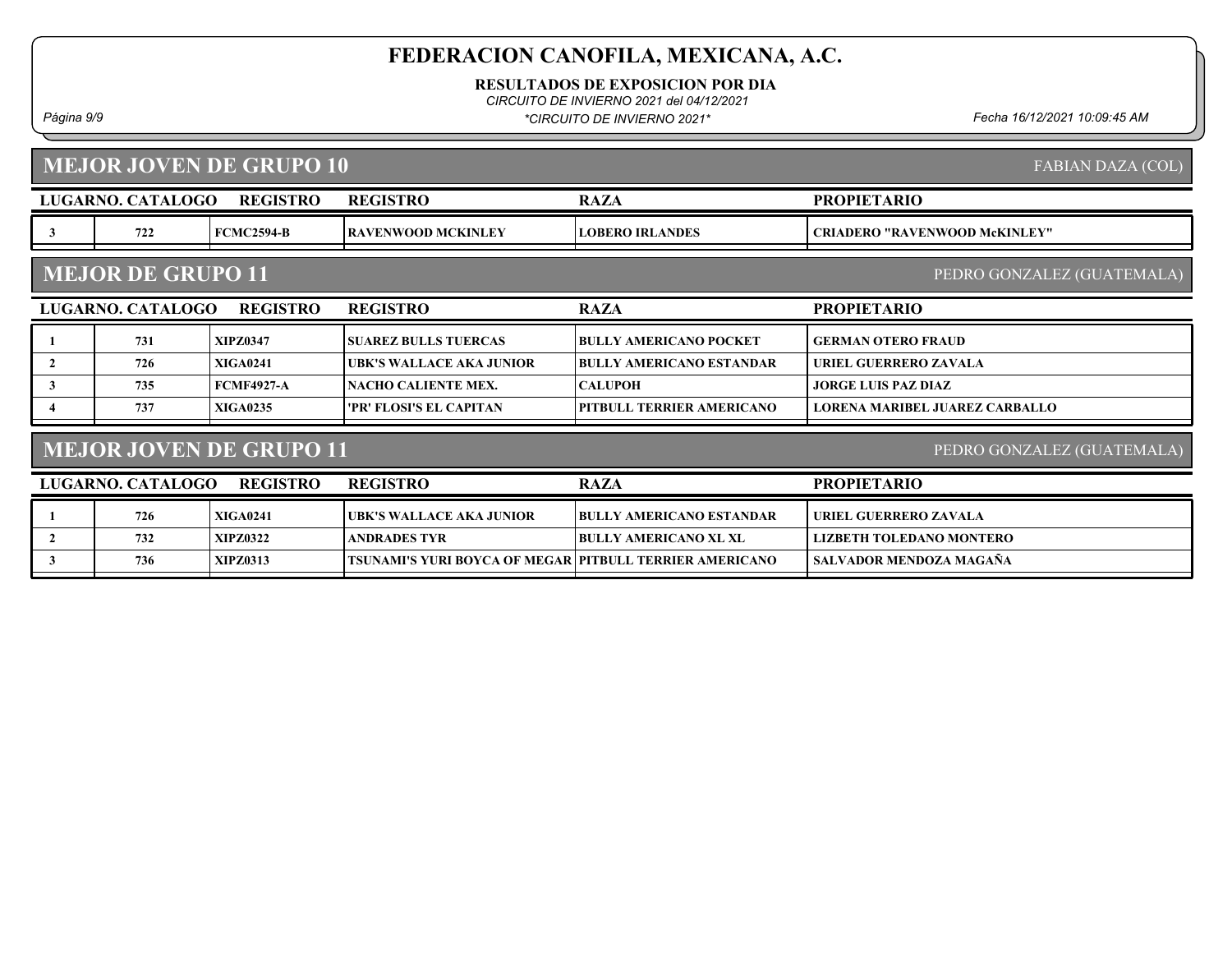## MEJOR JOVEN DE GRUPO 10

FABIAN DAZA (COL)

| LUGAR | NO. CATALOGO | REGISTRO | REGISTRO | RAZA | PROPIETARIO |
|---|---|---|---|---|---|
| 3 | 722 | FCMC2594-B | RAVENWOOD MCKINLEY | LOBERO IRLANDES | CRIADERO "RAVENWOOD McKINLEY" |

## MEJOR DE GRUPO 11

PEDRO GONZALEZ (GUATEMALA)

| LUGAR | NO. CATALOGO | REGISTRO | REGISTRO | RAZA | PROPIETARIO |
|---|---|---|---|---|---|
| 1 | 731 | XIPZ0347 | SUAREZ BULLS TUERCAS | BULLY AMERICANO POCKET | GERMAN OTERO FRAUD |
| 2 | 726 | XIGA0241 | UBK'S WALLACE AKA JUNIOR | BULLY AMERICANO ESTANDAR | URIEL GUERRERO ZAVALA |
| 3 | 735 | FCMF4927-A | NACHO CALIENTE MEX. | CALUPOH | JORGE LUIS PAZ DIAZ |
| 4 | 737 | XIGA0235 | 'PR' FLOSI'S EL CAPITAN | PITBULL TERRIER AMERICANO | LORENA MARIBEL JUAREZ CARBALLO |

## MEJOR JOVEN DE GRUPO 11

PEDRO GONZALEZ (GUATEMALA)

| LUGAR | NO. CATALOGO | REGISTRO | REGISTRO | RAZA | PROPIETARIO |
|---|---|---|---|---|---|
| 1 | 726 | XIGA0241 | UBK'S WALLACE AKA JUNIOR | BULLY AMERICANO ESTANDAR | URIEL GUERRERO ZAVALA |
| 2 | 732 | XIPZ0322 | ANDRADES TYR | BULLY AMERICANO XL XL | LIZBETH TOLEDANO MONTERO |
| 3 | 736 | XIPZ0313 | TSUNAMI'S YURI BOYCA OF MEGAR | PITBULL TERRIER AMERICANO | SALVADOR MENDOZA MAGAÑA |